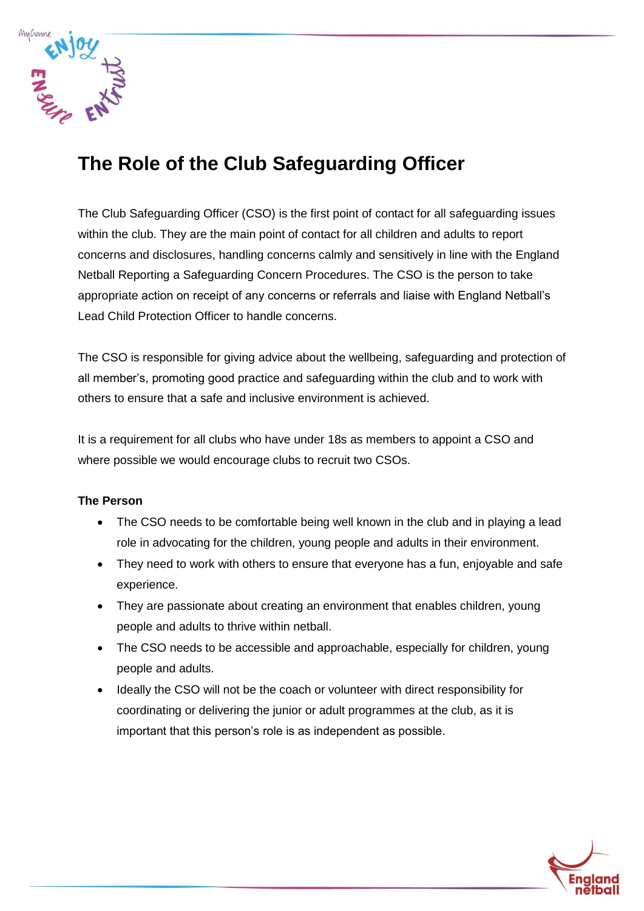# The Role of the Club Safeguarding Officer

The Club Safeguarding Officer (CSO) is the first point of contact for all safeguarding issues within the club. They are the main point of contact for all children and adults to report concerns and disclosures, handling concerns calmly and sensitively in line with the England Netball Reporting a Safeguarding Concern Procedures. The CSO is the person to take appropriate action on receipt of any concerns or referrals and liaise with England Netball's Lead Child Protection Officer to handle concerns.

The CSO is responsible for giving advice about the wellbeing, safeguarding and protection of all member's, promoting good practice and safeguarding within the club and to work with others to ensure that a safe and inclusive environment is achieved.

It is a requirement for all clubs who have under 18s as members to appoint a CSO and where possible we would encourage clubs to recruit two CSOs.

**The Person**

- The CSO needs to be comfortable being well known in the club and in playing a lead role in advocating for the children, young people and adults in their environment.
- They need to work with others to ensure that everyone has a fun, enjoyable and safe experience.
- They are passionate about creating an environment that enables children, young people and adults to thrive within netball.
- The CSO needs to be accessible and approachable, especially for children, young people and adults.
- Ideally the CSO will not be the coach or volunteer with direct responsibility for coordinating or delivering the junior or adult programmes at the club, as it is important that this person's role is as independent as possible.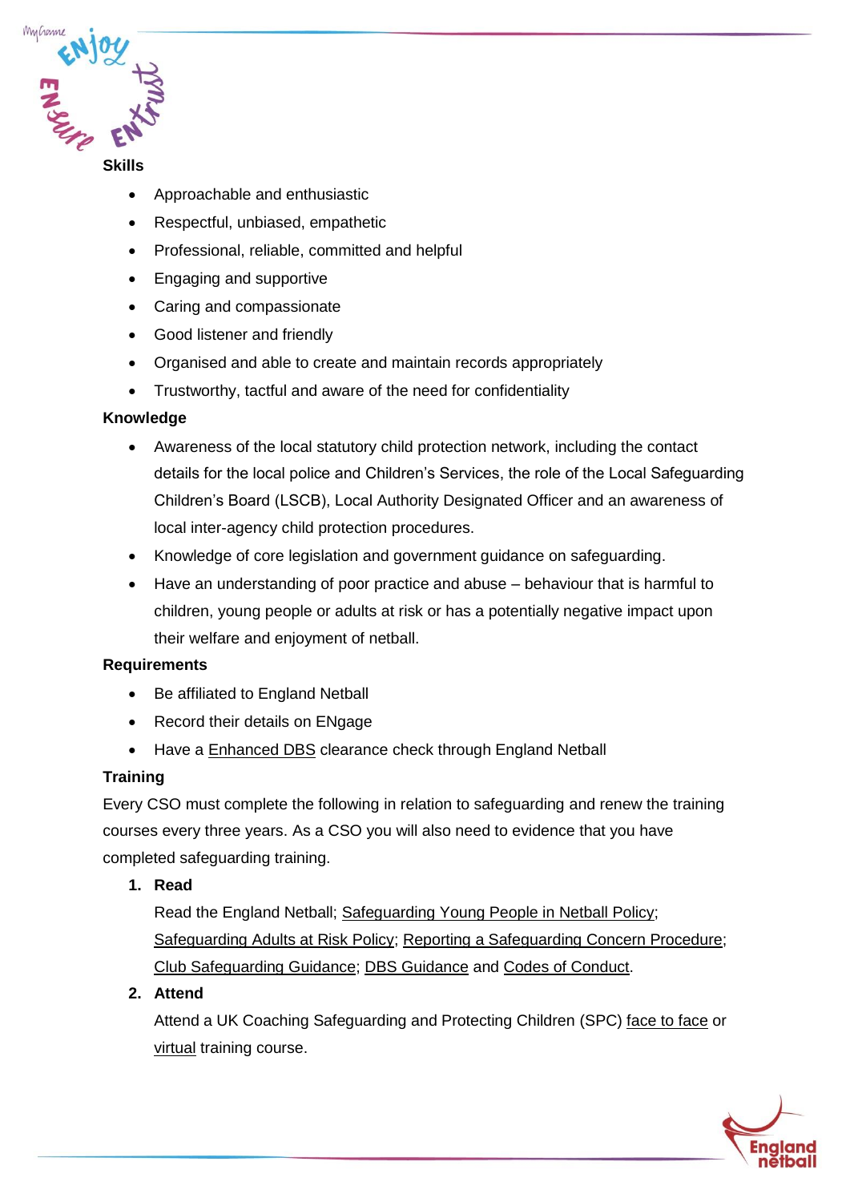**Skills**

- Approachable and enthusiastic
- Respectful, unbiased, empathetic
- Professional, reliable, committed and helpful
- Engaging and supportive
- Caring and compassionate
- Good listener and friendly
- Organised and able to create and maintain records appropriately
- Trustworthy, tactful and aware of the need for confidentiality

**Knowledge**

- Awareness of the local statutory child protection network, including the contact details for the local police and Children's Services, the role of the Local Safeguarding Children's Board (LSCB), Local Authority Designated Officer and an awareness of local inter-agency child protection procedures.
- Knowledge of core legislation and government guidance on safeguarding.
- Have an understanding of poor practice and abuse – behaviour that is harmful to children, young people or adults at risk or has a potentially negative impact upon their welfare and enjoyment of netball.

**Requirements**

- Be affiliated to England Netball
- Record their details on ENgage
- Have a Enhanced DBS clearance check through England Netball

**Training**

Every CSO must complete the following in relation to safeguarding and renew the training courses every three years. As a CSO you will also need to evidence that you have completed safeguarding training.

1. **Read**

   Read the England Netball; Safeguarding Young People in Netball Policy; Safeguarding Adults at Risk Policy; Reporting a Safeguarding Concern Procedure; Club Safeguarding Guidance; DBS Guidance and Codes of Conduct.

2. **Attend**

   Attend a UK Coaching Safeguarding and Protecting Children (SPC) face to face or virtual training course.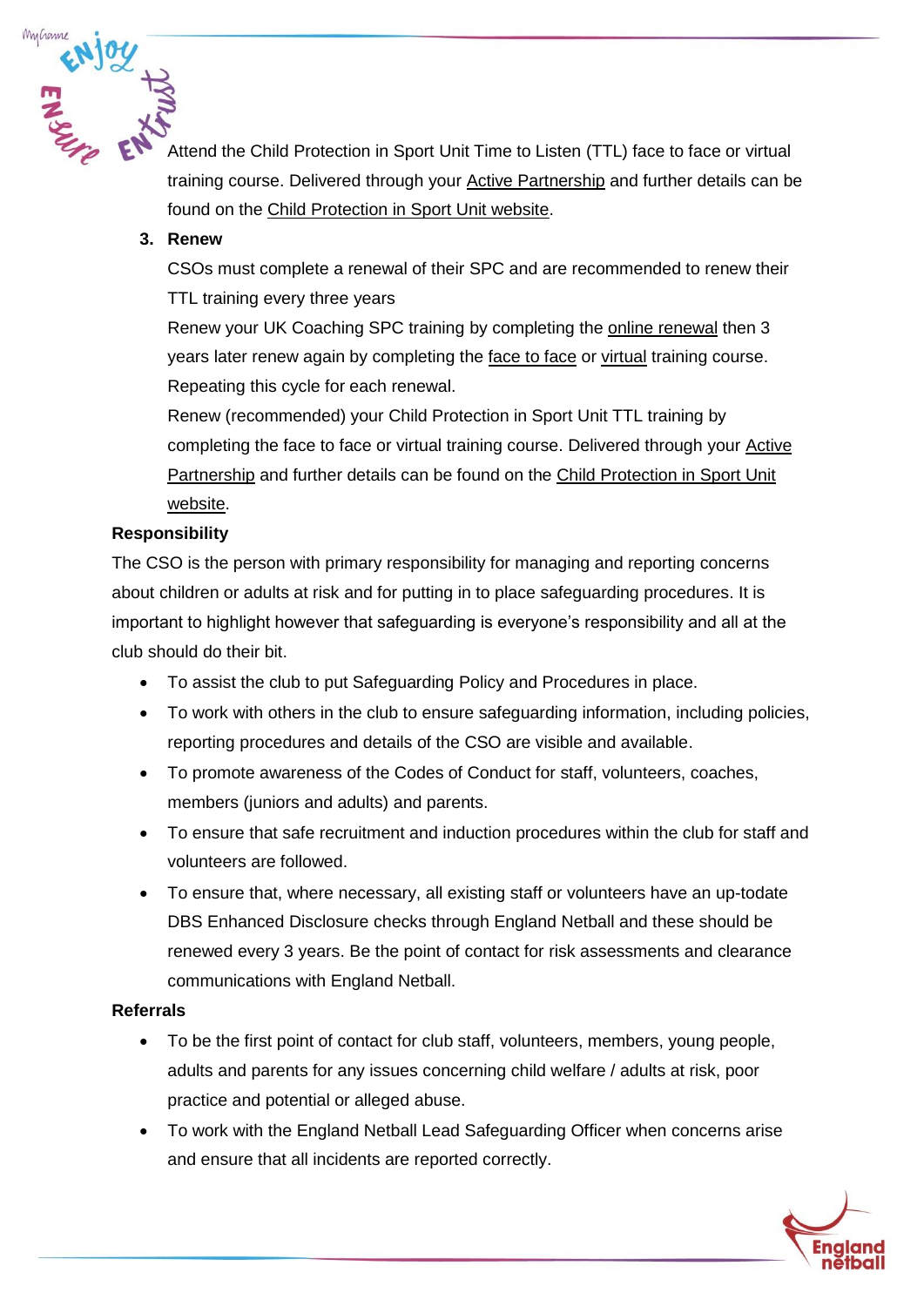Attend the Child Protection in Sport Unit Time to Listen (TTL) face to face or virtual training course. Delivered through your Active Partnership and further details can be found on the Child Protection in Sport Unit website.

3. **Renew**

   CSOs must complete a renewal of their SPC and are recommended to renew their TTL training every three years

   Renew your UK Coaching SPC training by completing the online renewal then 3 years later renew again by completing the face to face or virtual training course. Repeating this cycle for each renewal.

   Renew (recommended) your Child Protection in Sport Unit TTL training by completing the face to face or virtual training course. Delivered through your Active Partnership and further details can be found on the Child Protection in Sport Unit website.

**Responsibility**

The CSO is the person with primary responsibility for managing and reporting concerns about children or adults at risk and for putting in to place safeguarding procedures. It is important to highlight however that safeguarding is everyone's responsibility and all at the club should do their bit.

- To assist the club to put Safeguarding Policy and Procedures in place.
- To work with others in the club to ensure safeguarding information, including policies, reporting procedures and details of the CSO are visible and available.
- To promote awareness of the Codes of Conduct for staff, volunteers, coaches, members (juniors and adults) and parents.
- To ensure that safe recruitment and induction procedures within the club for staff and volunteers are followed.
- To ensure that, where necessary, all existing staff or volunteers have an up-todate DBS Enhanced Disclosure checks through England Netball and these should be renewed every 3 years. Be the point of contact for risk assessments and clearance communications with England Netball.

**Referrals**

- To be the first point of contact for club staff, volunteers, members, young people, adults and parents for any issues concerning child welfare / adults at risk, poor practice and potential or alleged abuse.
- To work with the England Netball Lead Safeguarding Officer when concerns arise and ensure that all incidents are reported correctly.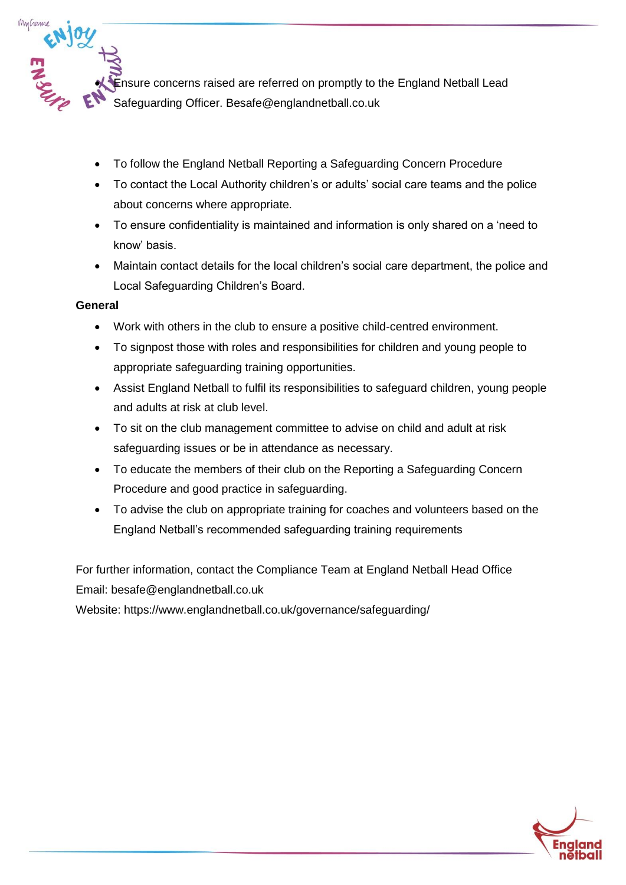- Ensure concerns raised are referred on promptly to the England Netball Lead Safeguarding Officer. Besafe@englandnetball.co.uk

- To follow the England Netball Reporting a Safeguarding Concern Procedure
- To contact the Local Authority children's or adults' social care teams and the police about concerns where appropriate.
- To ensure confidentiality is maintained and information is only shared on a 'need to know' basis.
- Maintain contact details for the local children's social care department, the police and Local Safeguarding Children's Board.

**General**

- Work with others in the club to ensure a positive child-centred environment.
- To signpost those with roles and responsibilities for children and young people to appropriate safeguarding training opportunities.
- Assist England Netball to fulfil its responsibilities to safeguard children, young people and adults at risk at club level.
- To sit on the club management committee to advise on child and adult at risk safeguarding issues or be in attendance as necessary.
- To educate the members of their club on the Reporting a Safeguarding Concern Procedure and good practice in safeguarding.
- To advise the club on appropriate training for coaches and volunteers based on the England Netball's recommended safeguarding training requirements

For further information, contact the Compliance Team at England Netball Head Office
Email: besafe@englandnetball.co.uk
Website: https://www.englandnetball.co.uk/governance/safeguarding/